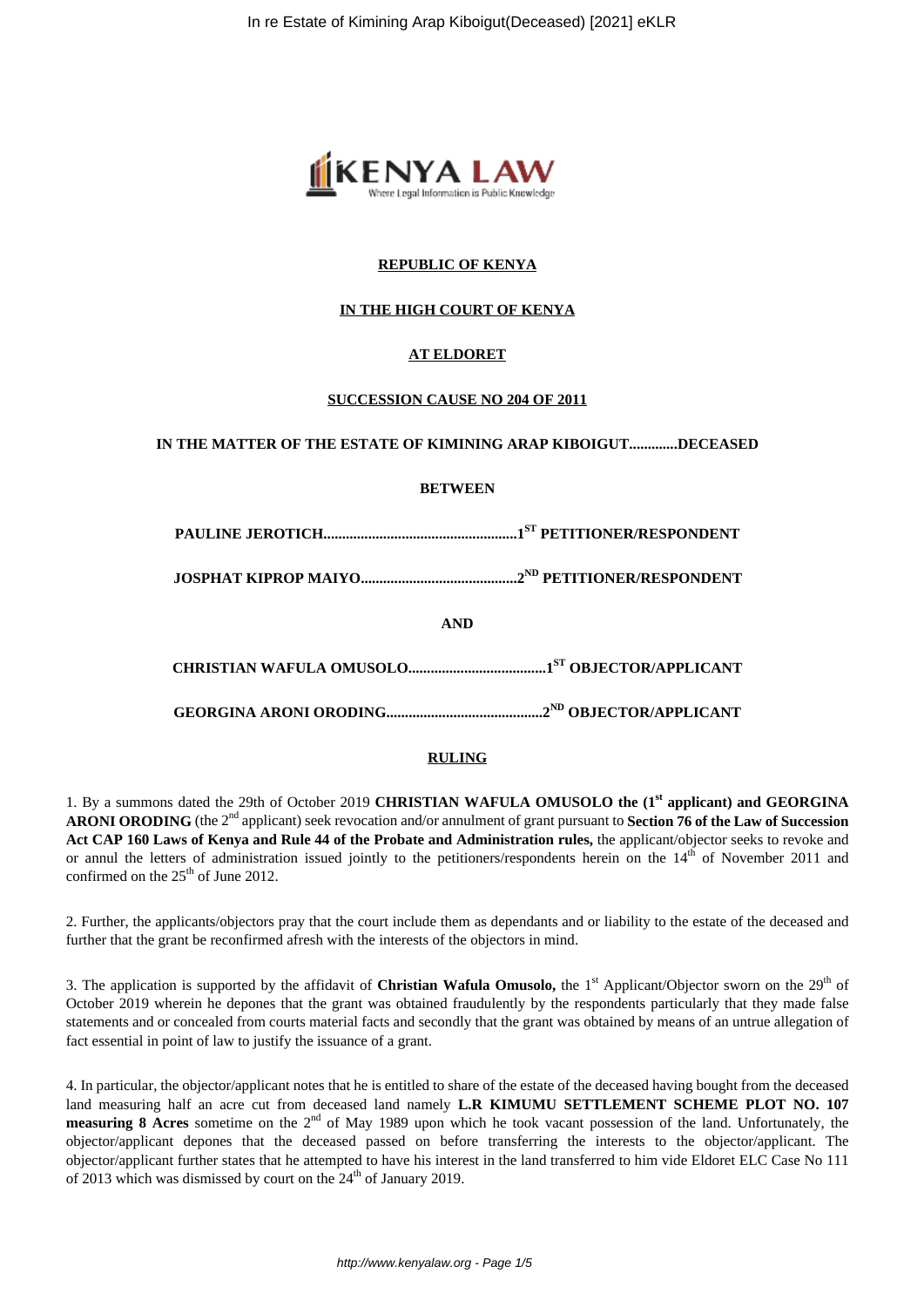**REPUBLIC OF KENYA**

**IN THE HIGH COURT OF KENYA**

**AT ELDORET**

**SUCCESSION CAUSE NO 204 OF 2011**

**IN THE MATTER OF THE ESTATE OF KIMINING ARAP KIBOIGUT.............DECEASED**

**BETWEEN**

**PAULINE JEROTICH....................................................1ST PETITIONER/RESPONDENT**

**JOSPHAT KIPROP MAIYO..........................................2ND PETITIONER/RESPONDENT**

**AND**

**CHRISTIAN WAFULA OMUSOLO.....................................1ST OBJECTOR/APPLICANT**

**GEORGINA ARONI ORODING..........................................2ND OBJECTOR/APPLICANT**

**RULING**

1. By a summons dated the 29th of October 2019 **CHRISTIAN WAFULA OMUSOLO the (1st applicant) and GEORGINA ARONI ORODING** (the 2nd applicant) seek revocation and/or annulment of grant pursuant to **Section 76 of the Law of Succession Act CAP 160 Laws of Kenya and Rule 44 of the Probate and Administration rules,** the applicant/objector seeks to revoke and or annul the letters of administration issued jointly to the petitioners/respondents herein on the 14th of November 2011 and confirmed on the 25th of June 2012.

2. Further, the applicants/objectors pray that the court include them as dependants and or liability to the estate of the deceased and further that the grant be reconfirmed afresh with the interests of the objectors in mind.

3. The application is supported by the affidavit of **Christian Wafula Omusolo,** the 1st Applicant/Objector sworn on the 29th of October 2019 wherein he depones that the grant was obtained fraudulently by the respondents particularly that they made false statements and or concealed from courts material facts and secondly that the grant was obtained by means of an untrue allegation of fact essential in point of law to justify the issuance of a grant.

4. In particular, the objector/applicant notes that he is entitled to share of the estate of the deceased having bought from the deceased land measuring half an acre cut from deceased land namely **L.R KIMUMU SETTLEMENT SCHEME PLOT NO. 107 measuring 8 Acres** sometime on the 2nd of May 1989 upon which he took vacant possession of the land. Unfortunately, the objector/applicant depones that the deceased passed on before transferring the interests to the objector/applicant. The objector/applicant further states that he attempted to have his interest in the land transferred to him vide Eldoret ELC Case No 111 of 2013 which was dismissed by court on the 24th of January 2019.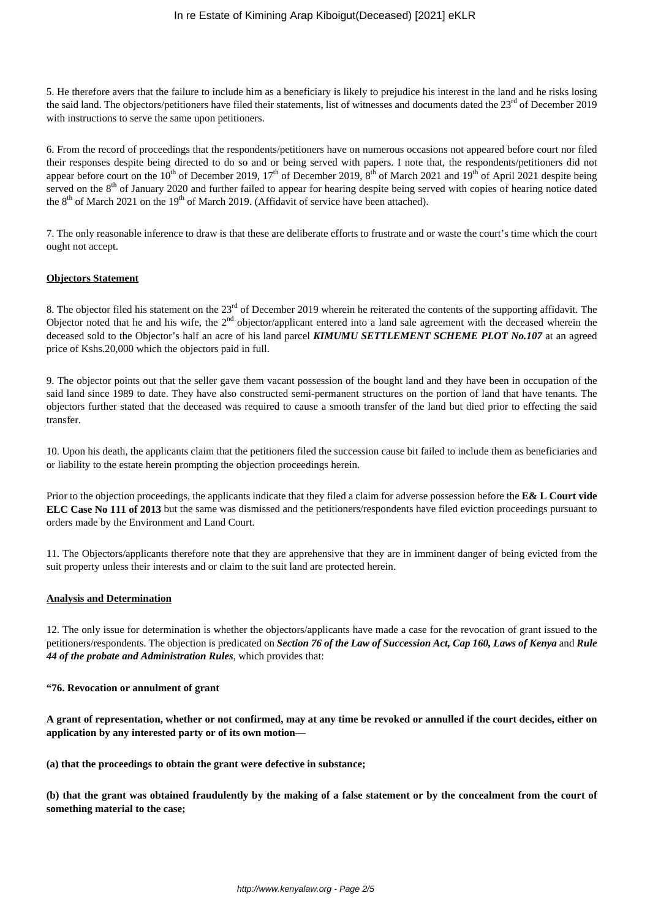5. He therefore avers that the failure to include him as a beneficiary is likely to prejudice his interest in the land and he risks losing the said land. The objectors/petitioners have filed their statements, list of witnesses and documents dated the 23rd of December 2019 with instructions to serve the same upon petitioners.

6. From the record of proceedings that the respondents/petitioners have on numerous occasions not appeared before court nor filed their responses despite being directed to do so and or being served with papers. I note that, the respondents/petitioners did not appear before court on the 10th of December 2019, 17th of December 2019, 8th of March 2021 and 19th of April 2021 despite being served on the 8th of January 2020 and further failed to appear for hearing despite being served with copies of hearing notice dated the 8th of March 2021 on the 19th of March 2019. (Affidavit of service have been attached).

7. The only reasonable inference to draw is that these are deliberate efforts to frustrate and or waste the court's time which the court ought not accept.

**Objectors Statement**

8. The objector filed his statement on the 23rd of December 2019 wherein he reiterated the contents of the supporting affidavit. The Objector noted that he and his wife, the 2nd objector/applicant entered into a land sale agreement with the deceased wherein the deceased sold to the Objector's half an acre of his land parcel ***KIMUMU SETTLEMENT SCHEME PLOT No.107*** at an agreed price of Kshs.20,000 which the objectors paid in full.

9. The objector points out that the seller gave them vacant possession of the bought land and they have been in occupation of the said land since 1989 to date. They have also constructed semi-permanent structures on the portion of land that have tenants. The objectors further stated that the deceased was required to cause a smooth transfer of the land but died prior to effecting the said transfer.

10. Upon his death, the applicants claim that the petitioners filed the succession cause bit failed to include them as beneficiaries and or liability to the estate herein prompting the objection proceedings herein.

Prior to the objection proceedings, the applicants indicate that they filed a claim for adverse possession before the **E& L Court vide ELC Case No 111 of 2013** but the same was dismissed and the petitioners/respondents have filed eviction proceedings pursuant to orders made by the Environment and Land Court.

11. The Objectors/applicants therefore note that they are apprehensive that they are in imminent danger of being evicted from the suit property unless their interests and or claim to the suit land are protected herein.

**Analysis and Determination**

12. The only issue for determination is whether the objectors/applicants have made a case for the revocation of grant issued to the petitioners/respondents. The objection is predicated on ***Section 76 of the Law of Succession Act, Cap 160, Laws of Kenya*** and ***Rule 44 of the probate and Administration Rules***, which provides that:

**"76. Revocation or annulment of grant**

**A grant of representation, whether or not confirmed, may at any time be revoked or annulled if the court decides, either on application by any interested party or of its own motion—**

**(a) that the proceedings to obtain the grant were defective in substance;**

**(b) that the grant was obtained fraudulently by the making of a false statement or by the concealment from the court of something material to the case;**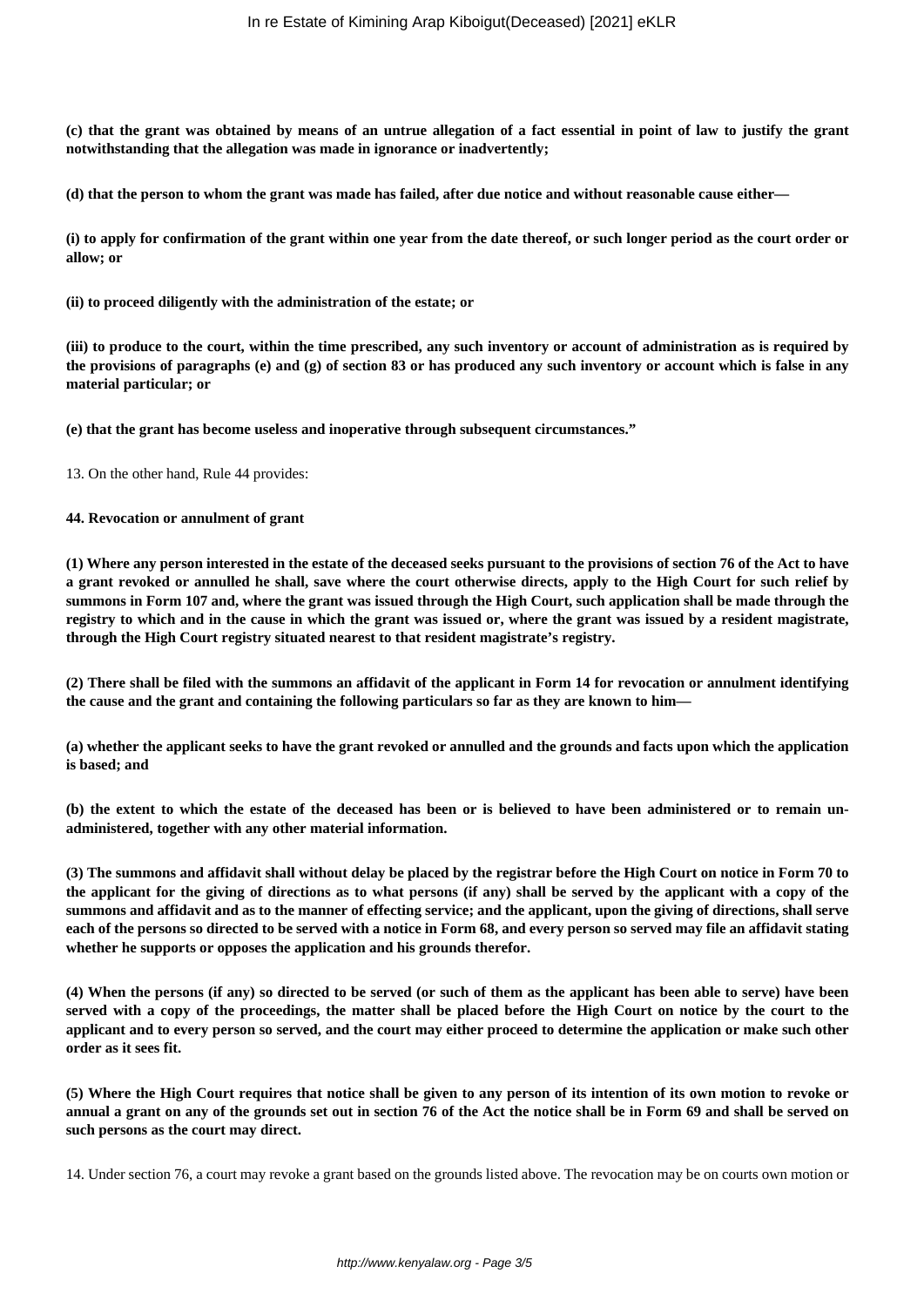**(c) that the grant was obtained by means of an untrue allegation of a fact essential in point of law to justify the grant notwithstanding that the allegation was made in ignorance or inadvertently;**

**(d) that the person to whom the grant was made has failed, after due notice and without reasonable cause either—**

**(i) to apply for confirmation of the grant within one year from the date thereof, or such longer period as the court order or allow; or**

**(ii) to proceed diligently with the administration of the estate; or**

**(iii) to produce to the court, within the time prescribed, any such inventory or account of administration as is required by the provisions of paragraphs (e) and (g) of section 83 or has produced any such inventory or account which is false in any material particular; or**

**(e) that the grant has become useless and inoperative through subsequent circumstances."**

13. On the other hand, Rule 44 provides:

**44. Revocation or annulment of grant**

**(1) Where any person interested in the estate of the deceased seeks pursuant to the provisions of section 76 of the Act to have a grant revoked or annulled he shall, save where the court otherwise directs, apply to the High Court for such relief by summons in Form 107 and, where the grant was issued through the High Court, such application shall be made through the registry to which and in the cause in which the grant was issued or, where the grant was issued by a resident magistrate, through the High Court registry situated nearest to that resident magistrate's registry.**

**(2) There shall be filed with the summons an affidavit of the applicant in Form 14 for revocation or annulment identifying the cause and the grant and containing the following particulars so far as they are known to him—**

**(a) whether the applicant seeks to have the grant revoked or annulled and the grounds and facts upon which the application is based; and**

**(b) the extent to which the estate of the deceased has been or is believed to have been administered or to remain un-administered, together with any other material information.**

**(3) The summons and affidavit shall without delay be placed by the registrar before the High Court on notice in Form 70 to the applicant for the giving of directions as to what persons (if any) shall be served by the applicant with a copy of the summons and affidavit and as to the manner of effecting service; and the applicant, upon the giving of directions, shall serve each of the persons so directed to be served with a notice in Form 68, and every person so served may file an affidavit stating whether he supports or opposes the application and his grounds therefor.**

**(4) When the persons (if any) so directed to be served (or such of them as the applicant has been able to serve) have been served with a copy of the proceedings, the matter shall be placed before the High Court on notice by the court to the applicant and to every person so served, and the court may either proceed to determine the application or make such other order as it sees fit.**

**(5) Where the High Court requires that notice shall be given to any person of its intention of its own motion to revoke or annual a grant on any of the grounds set out in section 76 of the Act the notice shall be in Form 69 and shall be served on such persons as the court may direct.**

14. Under section 76, a court may revoke a grant based on the grounds listed above. The revocation may be on courts own motion or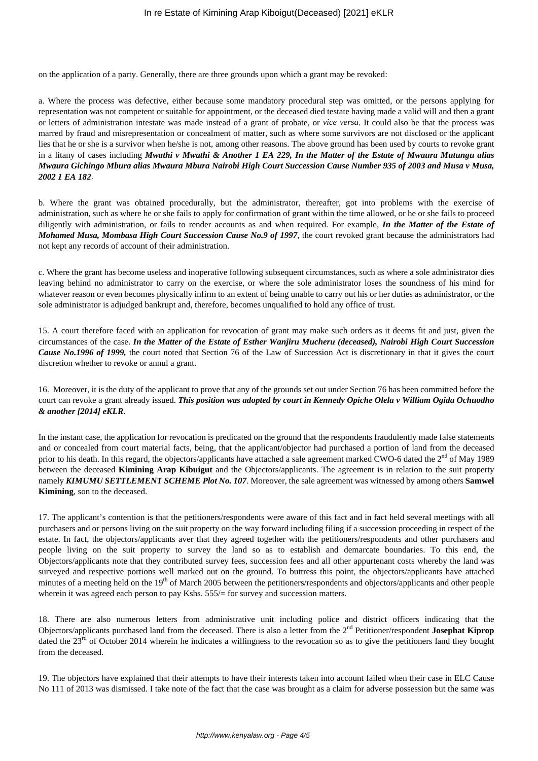on the application of a party. Generally, there are three grounds upon which a grant may be revoked:

a. Where the process was defective, either because some mandatory procedural step was omitted, or the persons applying for representation was not competent or suitable for appointment, or the deceased died testate having made a valid will and then a grant or letters of administration intestate was made instead of a grant of probate, or *vice versa*. It could also be that the process was marred by fraud and misrepresentation or concealment of matter, such as where some survivors are not disclosed or the applicant lies that he or she is a survivor when he/she is not, among other reasons. The above ground has been used by courts to revoke grant in a litany of cases including ***Mwathi v Mwathi & Another 1 EA 229, In the Matter of the Estate of Mwaura Mutungu alias Mwaura Gichingo Mbura alias Mwaura Mbura Nairobi High Court Succession Cause Number 935 of 2003 and Musa v Musa, 2002 1 EA 182***.

b. Where the grant was obtained procedurally, but the administrator, thereafter, got into problems with the exercise of administration, such as where he or she fails to apply for confirmation of grant within the time allowed, or he or she fails to proceed diligently with administration, or fails to render accounts as and when required. For example, ***In the Matter of the Estate of Mohamed Musa, Mombasa High Court Succession Cause No.9 of 1997***, the court revoked grant because the administrators had not kept any records of account of their administration.

c. Where the grant has become useless and inoperative following subsequent circumstances, such as where a sole administrator dies leaving behind no administrator to carry on the exercise, or where the sole administrator loses the soundness of his mind for whatever reason or even becomes physically infirm to an extent of being unable to carry out his or her duties as administrator, or the sole administrator is adjudged bankrupt and, therefore, becomes unqualified to hold any office of trust.

15. A court therefore faced with an application for revocation of grant may make such orders as it deems fit and just, given the circumstances of the case. ***In the Matter of the Estate of Esther Wanjiru Mucheru (deceased), Nairobi High Court Succession Cause No.1996 of 1999,*** the court noted that Section 76 of the Law of Succession Act is discretionary in that it gives the court discretion whether to revoke or annul a grant.

16. Moreover, it is the duty of the applicant to prove that any of the grounds set out under Section 76 has been committed before the court can revoke a grant already issued. ***This position was adopted by court in Kennedy Opiche Olela v William Ogida Ochuodho & another [2014] eKLR***.

In the instant case, the application for revocation is predicated on the ground that the respondents fraudulently made false statements and or concealed from court material facts, being, that the applicant/objector had purchased a portion of land from the deceased prior to his death. In this regard, the objectors/applicants have attached a sale agreement marked CWO-6 dated the 2nd of May 1989 between the deceased **Kimining Arap Kibuigut** and the Objectors/applicants. The agreement is in relation to the suit property namely ***KIMUMU SETTLEMENT SCHEME Plot No. 107***. Moreover, the sale agreement was witnessed by among others **Samwel Kimining**, son to the deceased.

17. The applicant's contention is that the petitioners/respondents were aware of this fact and in fact held several meetings with all purchasers and or persons living on the suit property on the way forward including filing if a succession proceeding in respect of the estate. In fact, the objectors/applicants aver that they agreed together with the petitioners/respondents and other purchasers and people living on the suit property to survey the land so as to establish and demarcate boundaries. To this end, the Objectors/applicants note that they contributed survey fees, succession fees and all other appurtenant costs whereby the land was surveyed and respective portions well marked out on the ground. To buttress this point, the objectors/applicants have attached minutes of a meeting held on the 19th of March 2005 between the petitioners/respondents and objectors/applicants and other people wherein it was agreed each person to pay Kshs. 555/= for survey and succession matters.

18. There are also numerous letters from administrative unit including police and district officers indicating that the Objectors/applicants purchased land from the deceased. There is also a letter from the 2nd Petitioner/respondent **Josephat Kiprop** dated the 23rd of October 2014 wherein he indicates a willingness to the revocation so as to give the petitioners land they bought from the deceased.

19. The objectors have explained that their attempts to have their interests taken into account failed when their case in ELC Cause No 111 of 2013 was dismissed. I take note of the fact that the case was brought as a claim for adverse possession but the same was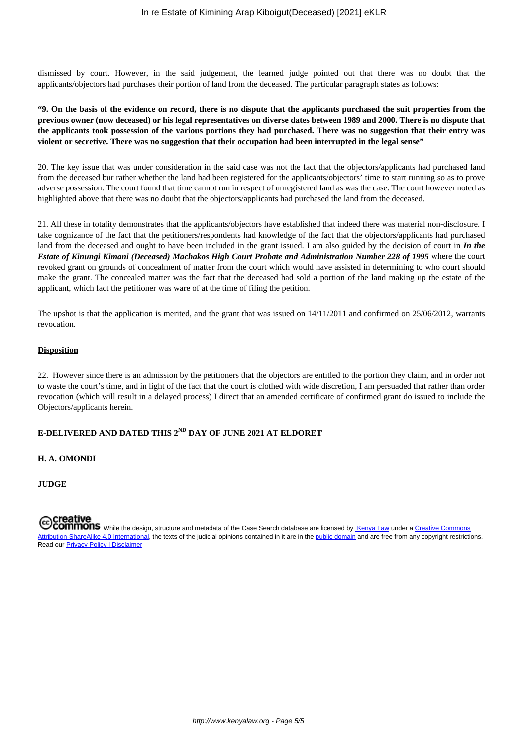dismissed by court. However, in the said judgement, the learned judge pointed out that there was no doubt that the applicants/objectors had purchases their portion of land from the deceased. The particular paragraph states as follows:

**"9. On the basis of the evidence on record, there is no dispute that the applicants purchased the suit properties from the previous owner (now deceased) or his legal representatives on diverse dates between 1989 and 2000. There is no dispute that the applicants took possession of the various portions they had purchased. There was no suggestion that their entry was violent or secretive. There was no suggestion that their occupation had been interrupted in the legal sense"**

20. The key issue that was under consideration in the said case was not the fact that the objectors/applicants had purchased land from the deceased bur rather whether the land had been registered for the applicants/objectors' time to start running so as to prove adverse possession. The court found that time cannot run in respect of unregistered land as was the case. The court however noted as highlighted above that there was no doubt that the objectors/applicants had purchased the land from the deceased.

21. All these in totality demonstrates that the applicants/objectors have established that indeed there was material non-disclosure. I take cognizance of the fact that the petitioners/respondents had knowledge of the fact that the objectors/applicants had purchased land from the deceased and ought to have been included in the grant issued. I am also guided by the decision of court in ***In the Estate of Kinungi Kimani (Deceased) Machakos High Court Probate and Administration Number 228 of 1995*** where the court revoked grant on grounds of concealment of matter from the court which would have assisted in determining to who court should make the grant. The concealed matter was the fact that the deceased had sold a portion of the land making up the estate of the applicant, which fact the petitioner was ware of at the time of filing the petition.

The upshot is that the application is merited, and the grant that was issued on 14/11/2011 and confirmed on 25/06/2012, warrants revocation.

**Disposition**

22. However since there is an admission by the petitioners that the objectors are entitled to the portion they claim, and in order not to waste the court's time, and in light of the fact that the court is clothed with wide discretion, I am persuaded that rather than order revocation (which will result in a delayed process) I direct that an amended certificate of confirmed grant do issued to include the Objectors/applicants herein.

**E-DELIVERED AND DATED THIS 2ND DAY OF JUNE 2021 AT ELDORET**

**H. A. OMONDI**

**JUDGE**

While the design, structure and metadata of the Case Search database are licensed by Kenya Law under a Creative Commons Attribution-ShareAlike 4.0 International, the texts of the judicial opinions contained in it are in the public domain and are free from any copyright restrictions. Read our Privacy Policy | Disclaimer